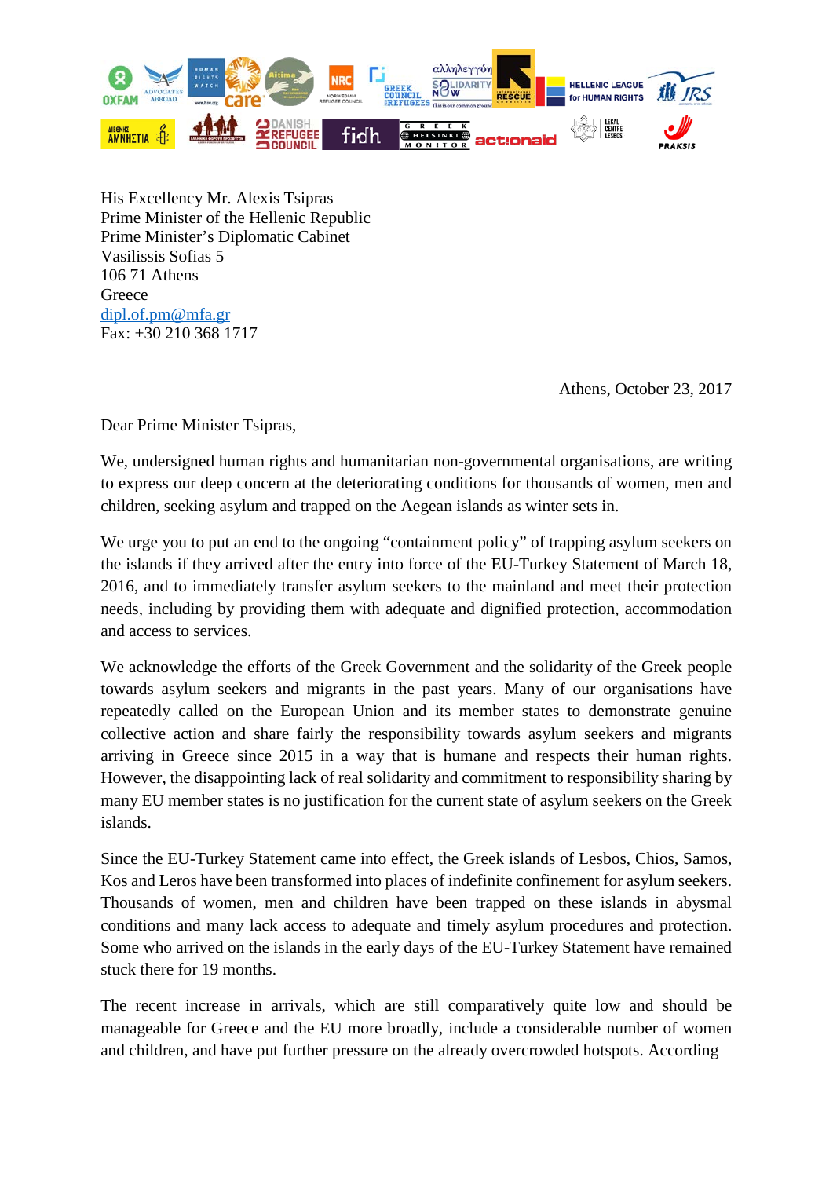His Excellency Mr. Alexis Tsipras
Prime Minister of the Hellenic Republic
Prime Minister's Diplomatic Cabinet
Vasilissis Sofias 5
106 71 Athens
Greece
dipl.of.pm@mfa.gr
Fax: +30 210 368 1717

Athens, October 23, 2017

Dear Prime Minister Tsipras,

We, undersigned human rights and humanitarian non-governmental organisations, are writing to express our deep concern at the deteriorating conditions for thousands of women, men and children, seeking asylum and trapped on the Aegean islands as winter sets in.

We urge you to put an end to the ongoing "containment policy" of trapping asylum seekers on the islands if they arrived after the entry into force of the EU-Turkey Statement of March 18, 2016, and to immediately transfer asylum seekers to the mainland and meet their protection needs, including by providing them with adequate and dignified protection, accommodation and access to services.

We acknowledge the efforts of the Greek Government and the solidarity of the Greek people towards asylum seekers and migrants in the past years. Many of our organisations have repeatedly called on the European Union and its member states to demonstrate genuine collective action and share fairly the responsibility towards asylum seekers and migrants arriving in Greece since 2015 in a way that is humane and respects their human rights. However, the disappointing lack of real solidarity and commitment to responsibility sharing by many EU member states is no justification for the current state of asylum seekers on the Greek islands.

Since the EU-Turkey Statement came into effect, the Greek islands of Lesbos, Chios, Samos, Kos and Leros have been transformed into places of indefinite confinement for asylum seekers. Thousands of women, men and children have been trapped on these islands in abysmal conditions and many lack access to adequate and timely asylum procedures and protection. Some who arrived on the islands in the early days of the EU-Turkey Statement have remained stuck there for 19 months.

The recent increase in arrivals, which are still comparatively quite low and should be manageable for Greece and the EU more broadly, include a considerable number of women and children, and have put further pressure on the already overcrowded hotspots. According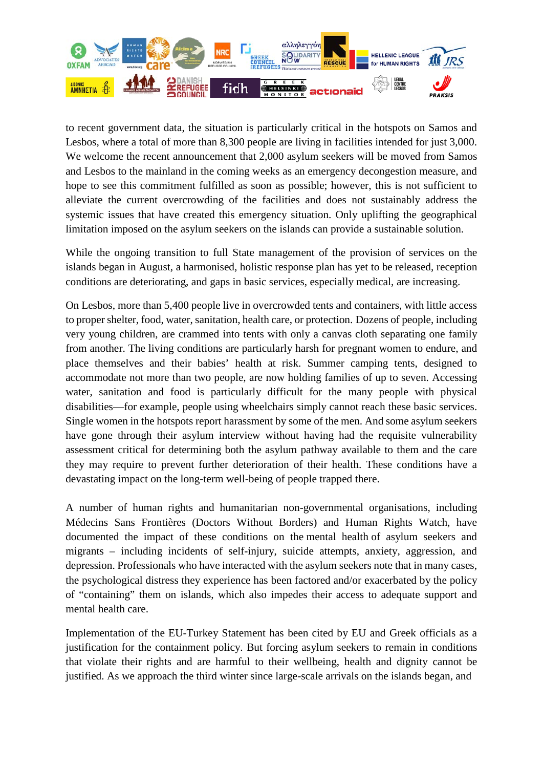to recent government data, the situation is particularly critical in the hotspots on Samos and Lesbos, where a total of more than 8,300 people are living in facilities intended for just 3,000. We welcome the recent announcement that 2,000 asylum seekers will be moved from Samos and Lesbos to the mainland in the coming weeks as an emergency decongestion measure, and hope to see this commitment fulfilled as soon as possible; however, this is not sufficient to alleviate the current overcrowding of the facilities and does not sustainably address the systemic issues that have created this emergency situation. Only uplifting the geographical limitation imposed on the asylum seekers on the islands can provide a sustainable solution.

While the ongoing transition to full State management of the provision of services on the islands began in August, a harmonised, holistic response plan has yet to be released, reception conditions are deteriorating, and gaps in basic services, especially medical, are increasing.

On Lesbos, more than 5,400 people live in overcrowded tents and containers, with little access to proper shelter, food, water, sanitation, health care, or protection. Dozens of people, including very young children, are crammed into tents with only a canvas cloth separating one family from another. The living conditions are particularly harsh for pregnant women to endure, and place themselves and their babies' health at risk. Summer camping tents, designed to accommodate not more than two people, are now holding families of up to seven. Accessing water, sanitation and food is particularly difficult for the many people with physical disabilities—for example, people using wheelchairs simply cannot reach these basic services. Single women in the hotspots report harassment by some of the men. And some asylum seekers have gone through their asylum interview without having had the requisite vulnerability assessment critical for determining both the asylum pathway available to them and the care they may require to prevent further deterioration of their health. These conditions have a devastating impact on the long-term well-being of people trapped there.

A number of human rights and humanitarian non-governmental organisations, including Médecins Sans Frontières (Doctors Without Borders) and Human Rights Watch, have documented the impact of these conditions on the mental health of asylum seekers and migrants – including incidents of self-injury, suicide attempts, anxiety, aggression, and depression. Professionals who have interacted with the asylum seekers note that in many cases, the psychological distress they experience has been factored and/or exacerbated by the policy of "containing" them on islands, which also impedes their access to adequate support and mental health care.

Implementation of the EU-Turkey Statement has been cited by EU and Greek officials as a justification for the containment policy. But forcing asylum seekers to remain in conditions that violate their rights and are harmful to their wellbeing, health and dignity cannot be justified. As we approach the third winter since large-scale arrivals on the islands began, and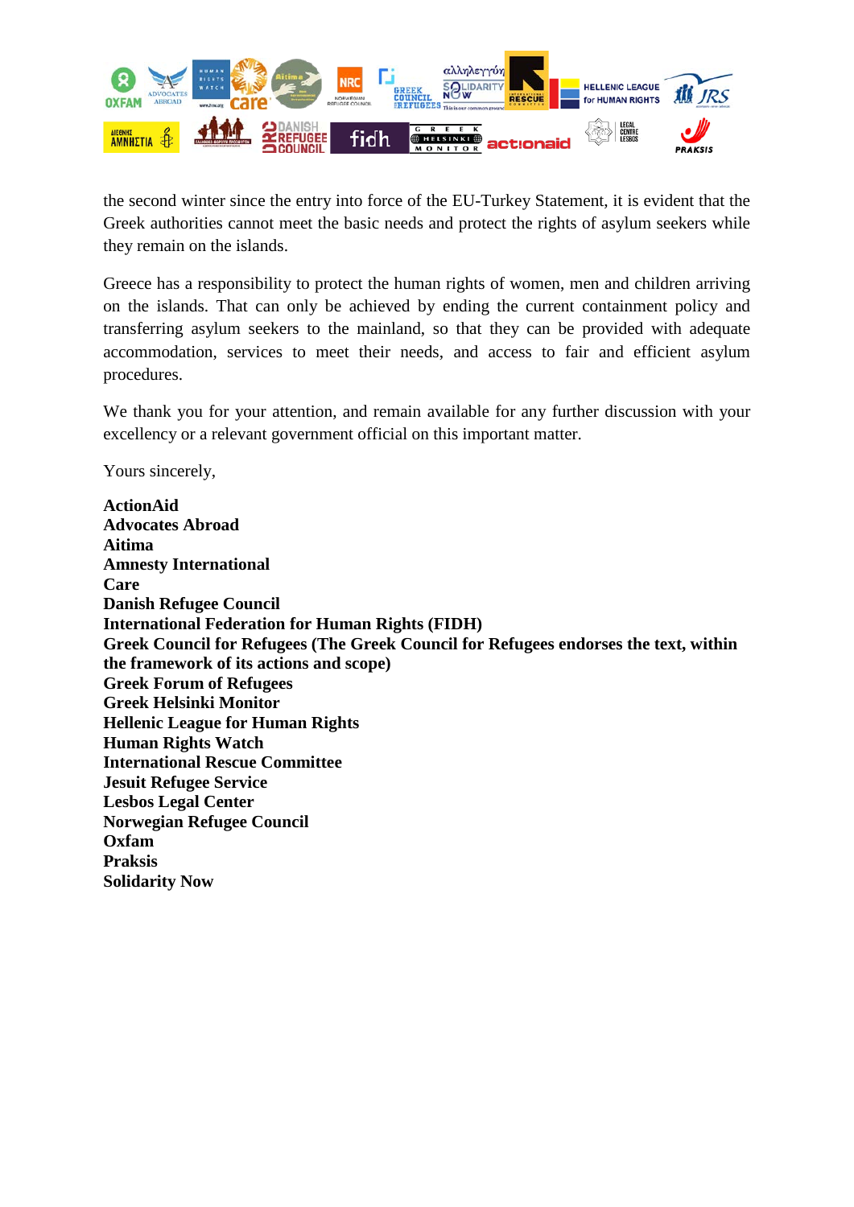the second winter since the entry into force of the EU-Turkey Statement, it is evident that the Greek authorities cannot meet the basic needs and protect the rights of asylum seekers while they remain on the islands.

Greece has a responsibility to protect the human rights of women, men and children arriving on the islands. That can only be achieved by ending the current containment policy and transferring asylum seekers to the mainland, so that they can be provided with adequate accommodation, services to meet their needs, and access to fair and efficient asylum procedures.

We thank you for your attention, and remain available for any further discussion with your excellency or a relevant government official on this important matter.

Yours sincerely,

**ActionAid**
**Advocates Abroad**
**Aitima**
**Amnesty International**
**Care**
**Danish Refugee Council**
**International Federation for Human Rights (FIDH)**
**Greek Council for Refugees (The Greek Council for Refugees endorses the text, within the framework of its actions and scope)**
**Greek Forum of Refugees**
**Greek Helsinki Monitor**
**Hellenic League for Human Rights**
**Human Rights Watch**
**International Rescue Committee**
**Jesuit Refugee Service**
**Lesbos Legal Center**
**Norwegian Refugee Council**
**Oxfam**
**Praksis**
**Solidarity Now**